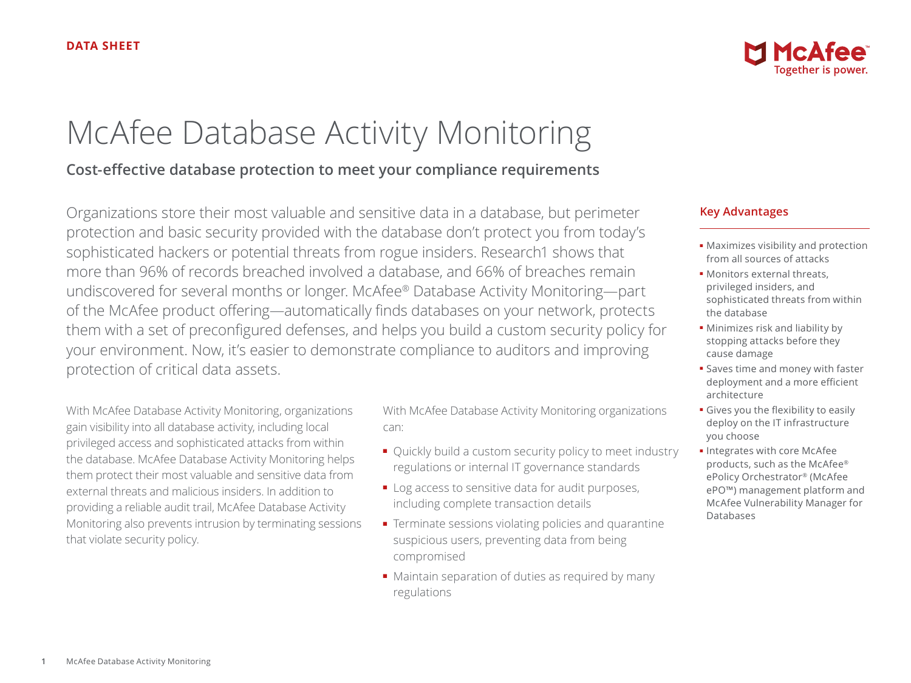DATA SHEET

# McAfee Database Activity Monitoring

## Cost-effective database protection to meet your compliance requirements

Organizations store their most valuable and sensitive data in a database, but perimeter protection and basic security provided with the database don't protect you from today's sophisticated hackers or potential threats from rogue insiders. Research1 shows that more than 96% of records breached involved a database, and 66% of breaches remain undiscovered for several months or longer. McAfee® Database Activity Monitoring—part of the McAfee product offering—automatically finds databases on your network, protects them with a set of preconfigured defenses, and helps you build a custom security policy for your environment. Now, it's easier to demonstrate compliance to auditors and improving protection of critical data assets.

With McAfee Database Activity Monitoring, organizations gain visibility into all database activity, including local privileged access and sophisticated attacks from within the database. McAfee Database Activity Monitoring helps them protect their most valuable and sensitive data from external threats and malicious insiders. In addition to providing a reliable audit trail, McAfee Database Activity Monitoring also prevents intrusion by terminating sessions that violate security policy.

With McAfee Database Activity Monitoring organizations can:

- Quickly build a custom security policy to meet industry regulations or internal IT governance standards
- Log access to sensitive data for audit purposes, including complete transaction details
- Terminate sessions violating policies and quarantine suspicious users, preventing data from being compromised
- Maintain separation of duties as required by many regulations

### Key Advantages

- Maximizes visibility and protection from all sources of attacks
- Monitors external threats, privileged insiders, and sophisticated threats from within the database
- Minimizes risk and liability by stopping attacks before they cause damage
- Saves time and money with faster deployment and a more efficient architecture
- Gives you the flexibility to easily deploy on the IT infrastructure you choose
- Integrates with core McAfee products, such as the McAfee® ePolicy Orchestrator® (McAfee ePO™) management platform and McAfee Vulnerability Manager for Databases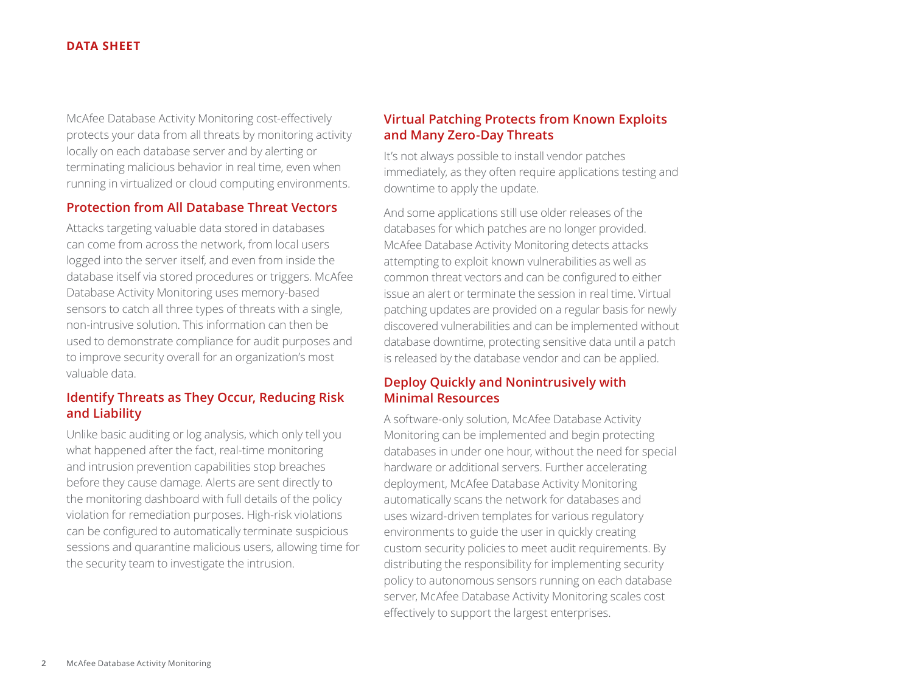McAfee Database Activity Monitoring cost-effectively protects your data from all threats by monitoring activity locally on each database server and by alerting or terminating malicious behavior in real time, even when running in virtualized or cloud computing environments.

## Protection from All Database Threat Vectors

Attacks targeting valuable data stored in databases can come from across the network, from local users logged into the server itself, and even from inside the database itself via stored procedures or triggers. McAfee Database Activity Monitoring uses memory-based sensors to catch all three types of threats with a single, non-intrusive solution. This information can then be used to demonstrate compliance for audit purposes and to improve security overall for an organization's most valuable data.

## Identify Threats as They Occur, Reducing Risk and Liability

Unlike basic auditing or log analysis, which only tell you what happened after the fact, real-time monitoring and intrusion prevention capabilities stop breaches before they cause damage. Alerts are sent directly to the monitoring dashboard with full details of the policy violation for remediation purposes. High-risk violations can be configured to automatically terminate suspicious sessions and quarantine malicious users, allowing time for the security team to investigate the intrusion.

## Virtual Patching Protects from Known Exploits and Many Zero-Day Threats

It's not always possible to install vendor patches immediately, as they often require applications testing and downtime to apply the update.

And some applications still use older releases of the databases for which patches are no longer provided. McAfee Database Activity Monitoring detects attacks attempting to exploit known vulnerabilities as well as common threat vectors and can be configured to either issue an alert or terminate the session in real time. Virtual patching updates are provided on a regular basis for newly discovered vulnerabilities and can be implemented without database downtime, protecting sensitive data until a patch is released by the database vendor and can be applied.

## Deploy Quickly and Nonintrusively with Minimal Resources

A software-only solution, McAfee Database Activity Monitoring can be implemented and begin protecting databases in under one hour, without the need for special hardware or additional servers. Further accelerating deployment, McAfee Database Activity Monitoring automatically scans the network for databases and uses wizard-driven templates for various regulatory environments to guide the user in quickly creating custom security policies to meet audit requirements. By distributing the responsibility for implementing security policy to autonomous sensors running on each database server, McAfee Database Activity Monitoring scales cost effectively to support the largest enterprises.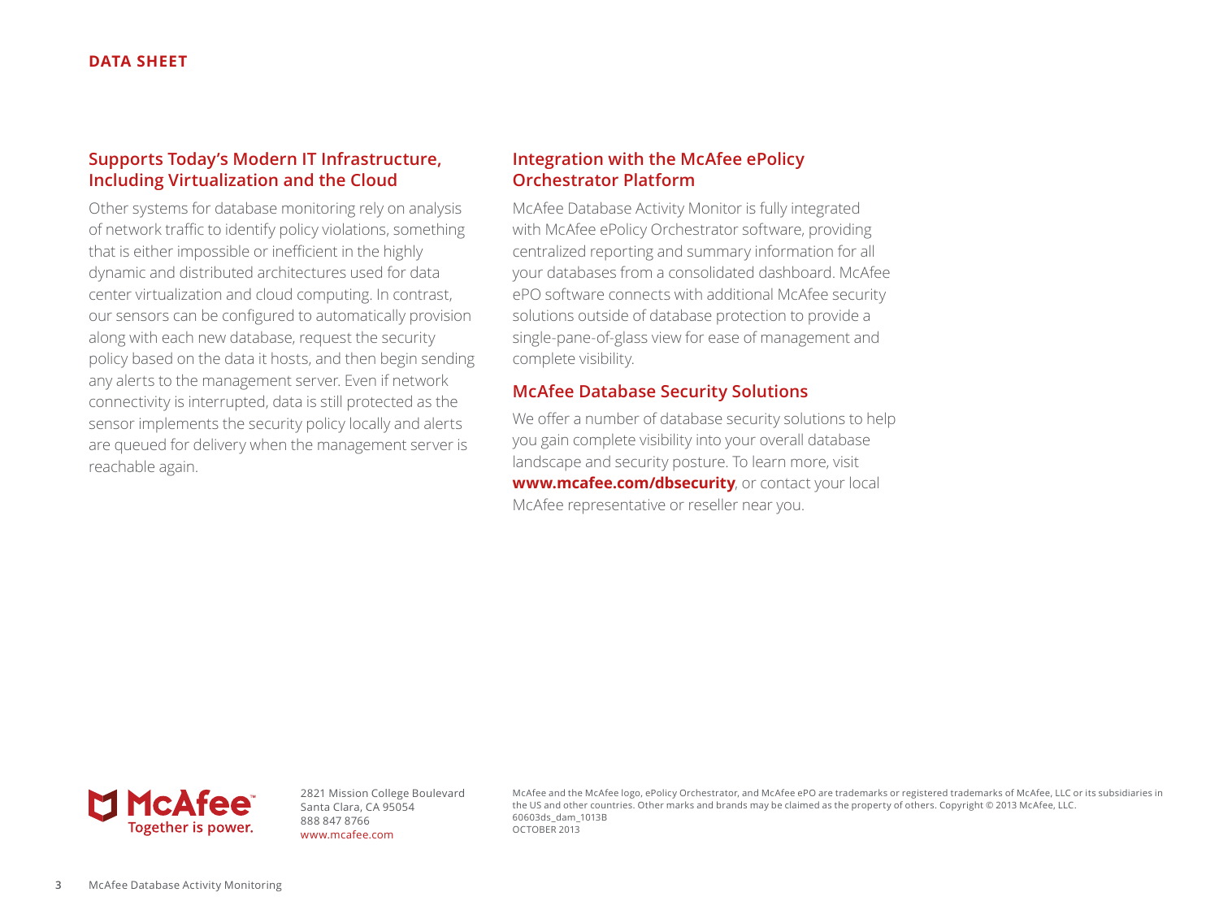## Supports Today's Modern IT Infrastructure, Including Virtualization and the Cloud

Other systems for database monitoring rely on analysis of network traffic to identify policy violations, something that is either impossible or inefficient in the highly dynamic and distributed architectures used for data center virtualization and cloud computing. In contrast, our sensors can be configured to automatically provision along with each new database, request the security policy based on the data it hosts, and then begin sending any alerts to the management server. Even if network connectivity is interrupted, data is still protected as the sensor implements the security policy locally and alerts are queued for delivery when the management server is reachable again.

## Integration with the McAfee ePolicy Orchestrator Platform

McAfee Database Activity Monitor is fully integrated with McAfee ePolicy Orchestrator software, providing centralized reporting and summary information for all your databases from a consolidated dashboard. McAfee ePO software connects with additional McAfee security solutions outside of database protection to provide a single-pane-of-glass view for ease of management and complete visibility.

## McAfee Database Security Solutions

We offer a number of database security solutions to help you gain complete visibility into your overall database landscape and security posture. To learn more, visit **www.mcafee.com/dbsecurity**, or contact your local McAfee representative or reseller near you.

McAfee
Together is power.

2821 Mission College Boulevard
Santa Clara, CA 95054
888 847 8766
www.mcafee.com

McAfee and the McAfee logo, ePolicy Orchestrator, and McAfee ePO are trademarks or registered trademarks of McAfee, LLC or its subsidiaries in the US and other countries. Other marks and brands may be claimed as the property of others. Copyright © 2013 McAfee, LLC.
60603ds_dam_1013B
OCTOBER 2013